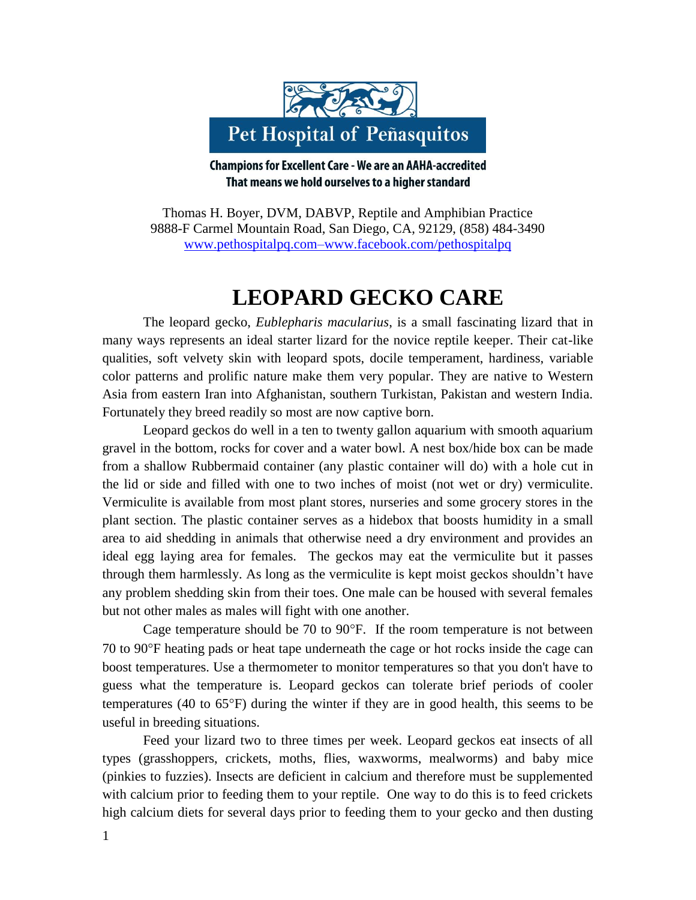Pet Hospital of Peñasquitos

**Champions for Excellent Care - We are an AAHA-accredited**
**That means we hold ourselves to a higher standard**

Thomas H. Boyer, DVM, DABVP, Reptile and Amphibian Practice
9888-F Carmel Mountain Road, San Diego, CA, 92129, (858) 484-3490
www.pethospitalpq.com–www.facebook.com/pethospitalpq

# LEOPARD GECKO CARE

The leopard gecko, *Eublepharis macularius*, is a small fascinating lizard that in many ways represents an ideal starter lizard for the novice reptile keeper. Their cat-like qualities, soft velvety skin with leopard spots, docile temperament, hardiness, variable color patterns and prolific nature make them very popular. They are native to Western Asia from eastern Iran into Afghanistan, southern Turkistan, Pakistan and western India. Fortunately they breed readily so most are now captive born.

Leopard geckos do well in a ten to twenty gallon aquarium with smooth aquarium gravel in the bottom, rocks for cover and a water bowl. A nest box/hide box can be made from a shallow Rubbermaid container (any plastic container will do) with a hole cut in the lid or side and filled with one to two inches of moist (not wet or dry) vermiculite. Vermiculite is available from most plant stores, nurseries and some grocery stores in the plant section. The plastic container serves as a hidebox that boosts humidity in a small area to aid shedding in animals that otherwise need a dry environment and provides an ideal egg laying area for females. The geckos may eat the vermiculite but it passes through them harmlessly. As long as the vermiculite is kept moist geckos shouldn't have any problem shedding skin from their toes. One male can be housed with several females but not other males as males will fight with one another.

Cage temperature should be 70 to 90°F. If the room temperature is not between 70 to 90°F heating pads or heat tape underneath the cage or hot rocks inside the cage can boost temperatures. Use a thermometer to monitor temperatures so that you don't have to guess what the temperature is. Leopard geckos can tolerate brief periods of cooler temperatures (40 to 65°F) during the winter if they are in good health, this seems to be useful in breeding situations.

Feed your lizard two to three times per week. Leopard geckos eat insects of all types (grasshoppers, crickets, moths, flies, waxworms, mealworms) and baby mice (pinkies to fuzzies). Insects are deficient in calcium and therefore must be supplemented with calcium prior to feeding them to your reptile. One way to do this is to feed crickets high calcium diets for several days prior to feeding them to your gecko and then dusting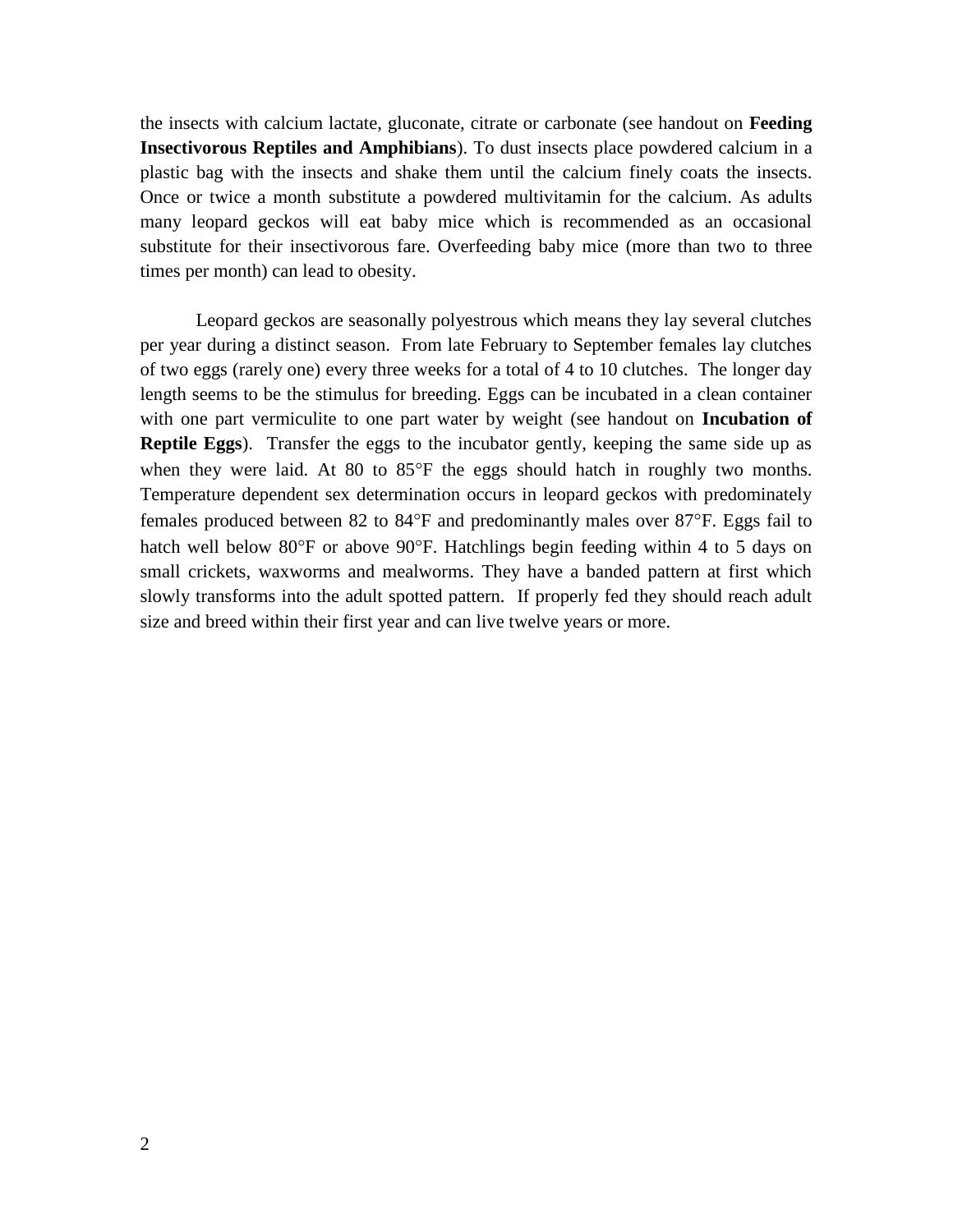the insects with calcium lactate, gluconate, citrate or carbonate (see handout on **Feeding Insectivorous Reptiles and Amphibians**). To dust insects place powdered calcium in a plastic bag with the insects and shake them until the calcium finely coats the insects. Once or twice a month substitute a powdered multivitamin for the calcium. As adults many leopard geckos will eat baby mice which is recommended as an occasional substitute for their insectivorous fare. Overfeeding baby mice (more than two to three times per month) can lead to obesity.

Leopard geckos are seasonally polyestrous which means they lay several clutches per year during a distinct season. From late February to September females lay clutches of two eggs (rarely one) every three weeks for a total of 4 to 10 clutches. The longer day length seems to be the stimulus for breeding. Eggs can be incubated in a clean container with one part vermiculite to one part water by weight (see handout on **Incubation of Reptile Eggs**). Transfer the eggs to the incubator gently, keeping the same side up as when they were laid. At 80 to 85°F the eggs should hatch in roughly two months. Temperature dependent sex determination occurs in leopard geckos with predominately females produced between 82 to 84°F and predominantly males over 87°F. Eggs fail to hatch well below 80°F or above 90°F. Hatchlings begin feeding within 4 to 5 days on small crickets, waxworms and mealworms. They have a banded pattern at first which slowly transforms into the adult spotted pattern. If properly fed they should reach adult size and breed within their first year and can live twelve years or more.